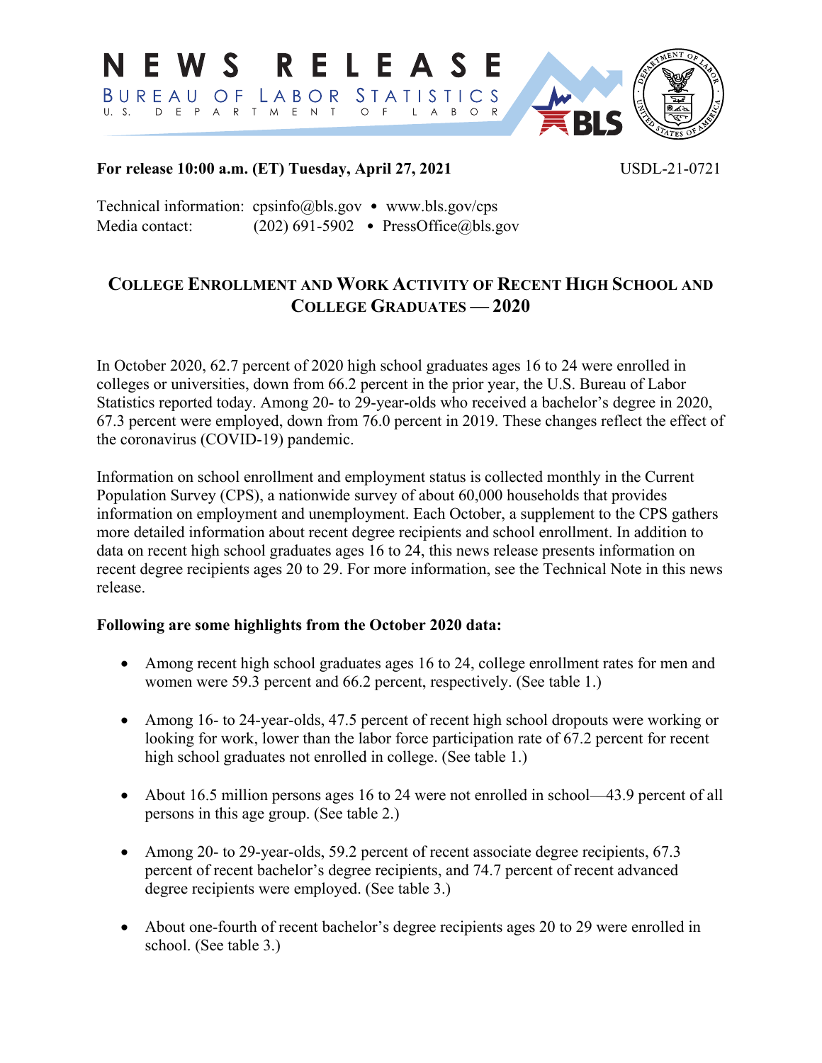# NEWS RELEASE

BUREAU OF LABOR STATISTICS

U. S. DEPARTMENT OF LABOR

**For release 10:00 a.m. (ET) Tuesday, April 27, 2021** USDL-21-0721

Technical information: cpsinfo@bls.gov • www.bls.gov/cps
Media contact: (202) 691-5902 • PressOffice@bls.gov

## COLLEGE ENROLLMENT AND WORK ACTIVITY OF RECENT HIGH SCHOOL AND COLLEGE GRADUATES — 2020

In October 2020, 62.7 percent of 2020 high school graduates ages 16 to 24 were enrolled in colleges or universities, down from 66.2 percent in the prior year, the U.S. Bureau of Labor Statistics reported today. Among 20- to 29-year-olds who received a bachelor's degree in 2020, 67.3 percent were employed, down from 76.0 percent in 2019. These changes reflect the effect of the coronavirus (COVID-19) pandemic.

Information on school enrollment and employment status is collected monthly in the Current Population Survey (CPS), a nationwide survey of about 60,000 households that provides information on employment and unemployment. Each October, a supplement to the CPS gathers more detailed information about recent degree recipients and school enrollment. In addition to data on recent high school graduates ages 16 to 24, this news release presents information on recent degree recipients ages 20 to 29. For more information, see the Technical Note in this news release.

**Following are some highlights from the October 2020 data:**

- Among recent high school graduates ages 16 to 24, college enrollment rates for men and women were 59.3 percent and 66.2 percent, respectively. (See table 1.)

- Among 16- to 24-year-olds, 47.5 percent of recent high school dropouts were working or looking for work, lower than the labor force participation rate of 67.2 percent for recent high school graduates not enrolled in college. (See table 1.)

- About 16.5 million persons ages 16 to 24 were not enrolled in school—43.9 percent of all persons in this age group. (See table 2.)

- Among 20- to 29-year-olds, 59.2 percent of recent associate degree recipients, 67.3 percent of recent bachelor's degree recipients, and 74.7 percent of recent advanced degree recipients were employed. (See table 3.)

- About one-fourth of recent bachelor's degree recipients ages 20 to 29 were enrolled in school. (See table 3.)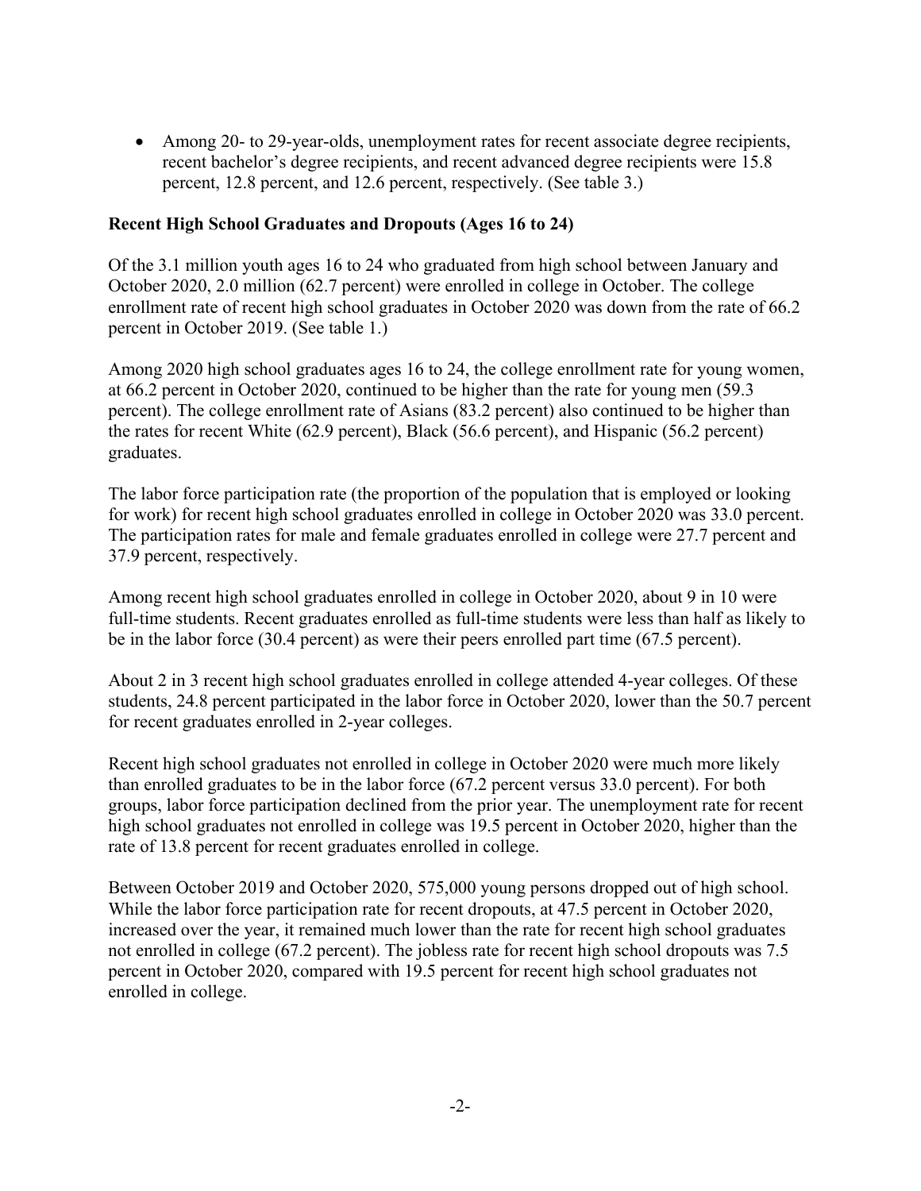- Among 20- to 29-year-olds, unemployment rates for recent associate degree recipients, recent bachelor's degree recipients, and recent advanced degree recipients were 15.8 percent, 12.8 percent, and 12.6 percent, respectively. (See table 3.)

**Recent High School Graduates and Dropouts (Ages 16 to 24)**

Of the 3.1 million youth ages 16 to 24 who graduated from high school between January and October 2020, 2.0 million (62.7 percent) were enrolled in college in October. The college enrollment rate of recent high school graduates in October 2020 was down from the rate of 66.2 percent in October 2019. (See table 1.)

Among 2020 high school graduates ages 16 to 24, the college enrollment rate for young women, at 66.2 percent in October 2020, continued to be higher than the rate for young men (59.3 percent). The college enrollment rate of Asians (83.2 percent) also continued to be higher than the rates for recent White (62.9 percent), Black (56.6 percent), and Hispanic (56.2 percent) graduates.

The labor force participation rate (the proportion of the population that is employed or looking for work) for recent high school graduates enrolled in college in October 2020 was 33.0 percent. The participation rates for male and female graduates enrolled in college were 27.7 percent and 37.9 percent, respectively.

Among recent high school graduates enrolled in college in October 2020, about 9 in 10 were full-time students. Recent graduates enrolled as full-time students were less than half as likely to be in the labor force (30.4 percent) as were their peers enrolled part time (67.5 percent).

About 2 in 3 recent high school graduates enrolled in college attended 4-year colleges. Of these students, 24.8 percent participated in the labor force in October 2020, lower than the 50.7 percent for recent graduates enrolled in 2-year colleges.

Recent high school graduates not enrolled in college in October 2020 were much more likely than enrolled graduates to be in the labor force (67.2 percent versus 33.0 percent). For both groups, labor force participation declined from the prior year. The unemployment rate for recent high school graduates not enrolled in college was 19.5 percent in October 2020, higher than the rate of 13.8 percent for recent graduates enrolled in college.

Between October 2019 and October 2020, 575,000 young persons dropped out of high school. While the labor force participation rate for recent dropouts, at 47.5 percent in October 2020, increased over the year, it remained much lower than the rate for recent high school graduates not enrolled in college (67.2 percent). The jobless rate for recent high school dropouts was 7.5 percent in October 2020, compared with 19.5 percent for recent high school graduates not enrolled in college.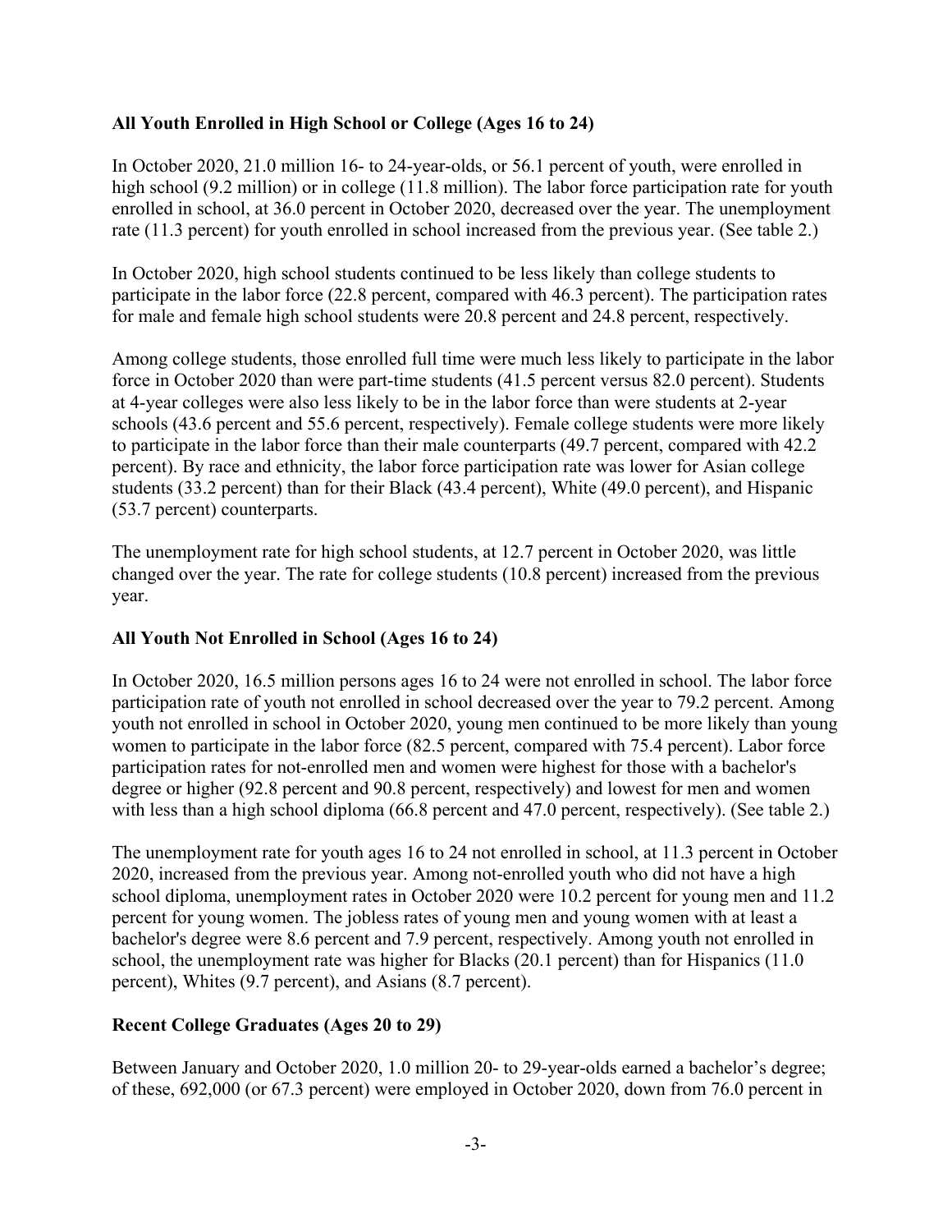### All Youth Enrolled in High School or College (Ages 16 to 24)

In October 2020, 21.0 million 16- to 24-year-olds, or 56.1 percent of youth, were enrolled in high school (9.2 million) or in college (11.8 million). The labor force participation rate for youth enrolled in school, at 36.0 percent in October 2020, decreased over the year. The unemployment rate (11.3 percent) for youth enrolled in school increased from the previous year. (See table 2.)

In October 2020, high school students continued to be less likely than college students to participate in the labor force (22.8 percent, compared with 46.3 percent). The participation rates for male and female high school students were 20.8 percent and 24.8 percent, respectively.

Among college students, those enrolled full time were much less likely to participate in the labor force in October 2020 than were part-time students (41.5 percent versus 82.0 percent). Students at 4-year colleges were also less likely to be in the labor force than were students at 2-year schools (43.6 percent and 55.6 percent, respectively). Female college students were more likely to participate in the labor force than their male counterparts (49.7 percent, compared with 42.2 percent). By race and ethnicity, the labor force participation rate was lower for Asian college students (33.2 percent) than for their Black (43.4 percent), White (49.0 percent), and Hispanic (53.7 percent) counterparts.

The unemployment rate for high school students, at 12.7 percent in October 2020, was little changed over the year. The rate for college students (10.8 percent) increased from the previous year.

### All Youth Not Enrolled in School (Ages 16 to 24)

In October 2020, 16.5 million persons ages 16 to 24 were not enrolled in school. The labor force participation rate of youth not enrolled in school decreased over the year to 79.2 percent. Among youth not enrolled in school in October 2020, young men continued to be more likely than young women to participate in the labor force (82.5 percent, compared with 75.4 percent). Labor force participation rates for not-enrolled men and women were highest for those with a bachelor's degree or higher (92.8 percent and 90.8 percent, respectively) and lowest for men and women with less than a high school diploma (66.8 percent and 47.0 percent, respectively). (See table 2.)

The unemployment rate for youth ages 16 to 24 not enrolled in school, at 11.3 percent in October 2020, increased from the previous year. Among not-enrolled youth who did not have a high school diploma, unemployment rates in October 2020 were 10.2 percent for young men and 11.2 percent for young women. The jobless rates of young men and young women with at least a bachelor's degree were 8.6 percent and 7.9 percent, respectively. Among youth not enrolled in school, the unemployment rate was higher for Blacks (20.1 percent) than for Hispanics (11.0 percent), Whites (9.7 percent), and Asians (8.7 percent).

### Recent College Graduates (Ages 20 to 29)

Between January and October 2020, 1.0 million 20- to 29-year-olds earned a bachelor's degree; of these, 692,000 (or 67.3 percent) were employed in October 2020, down from 76.0 percent in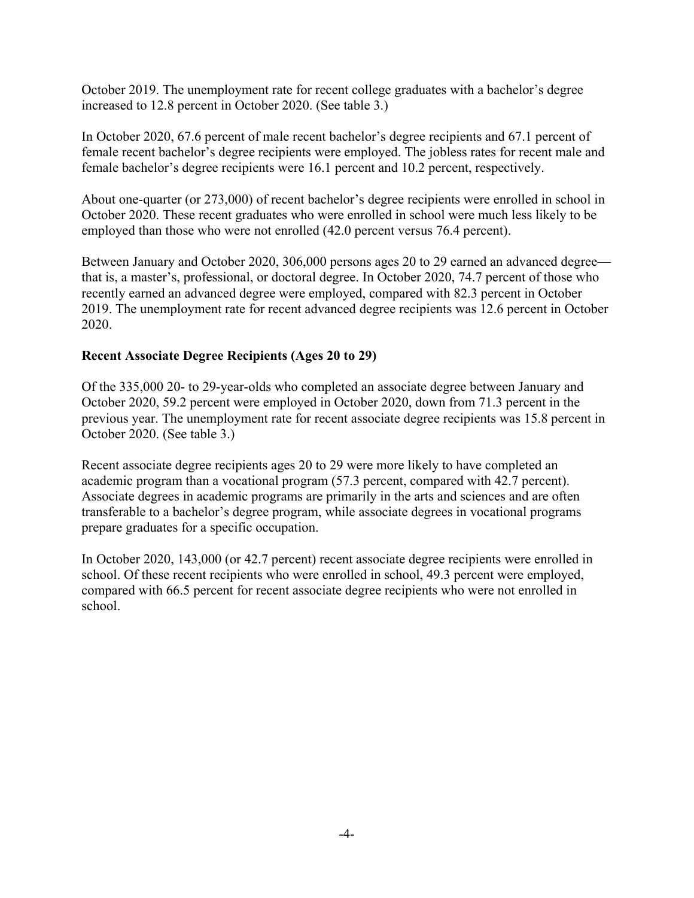October 2019. The unemployment rate for recent college graduates with a bachelor's degree increased to 12.8 percent in October 2020. (See table 3.)

In October 2020, 67.6 percent of male recent bachelor's degree recipients and 67.1 percent of female recent bachelor's degree recipients were employed. The jobless rates for recent male and female bachelor's degree recipients were 16.1 percent and 10.2 percent, respectively.

About one-quarter (or 273,000) of recent bachelor's degree recipients were enrolled in school in October 2020. These recent graduates who were enrolled in school were much less likely to be employed than those who were not enrolled (42.0 percent versus 76.4 percent).

Between January and October 2020, 306,000 persons ages 20 to 29 earned an advanced degree—that is, a master's, professional, or doctoral degree. In October 2020, 74.7 percent of those who recently earned an advanced degree were employed, compared with 82.3 percent in October 2019. The unemployment rate for recent advanced degree recipients was 12.6 percent in October 2020.

**Recent Associate Degree Recipients (Ages 20 to 29)**

Of the 335,000 20- to 29-year-olds who completed an associate degree between January and October 2020, 59.2 percent were employed in October 2020, down from 71.3 percent in the previous year. The unemployment rate for recent associate degree recipients was 15.8 percent in October 2020. (See table 3.)

Recent associate degree recipients ages 20 to 29 were more likely to have completed an academic program than a vocational program (57.3 percent, compared with 42.7 percent). Associate degrees in academic programs are primarily in the arts and sciences and are often transferable to a bachelor's degree program, while associate degrees in vocational programs prepare graduates for a specific occupation.

In October 2020, 143,000 (or 42.7 percent) recent associate degree recipients were enrolled in school. Of these recent recipients who were enrolled in school, 49.3 percent were employed, compared with 66.5 percent for recent associate degree recipients who were not enrolled in school.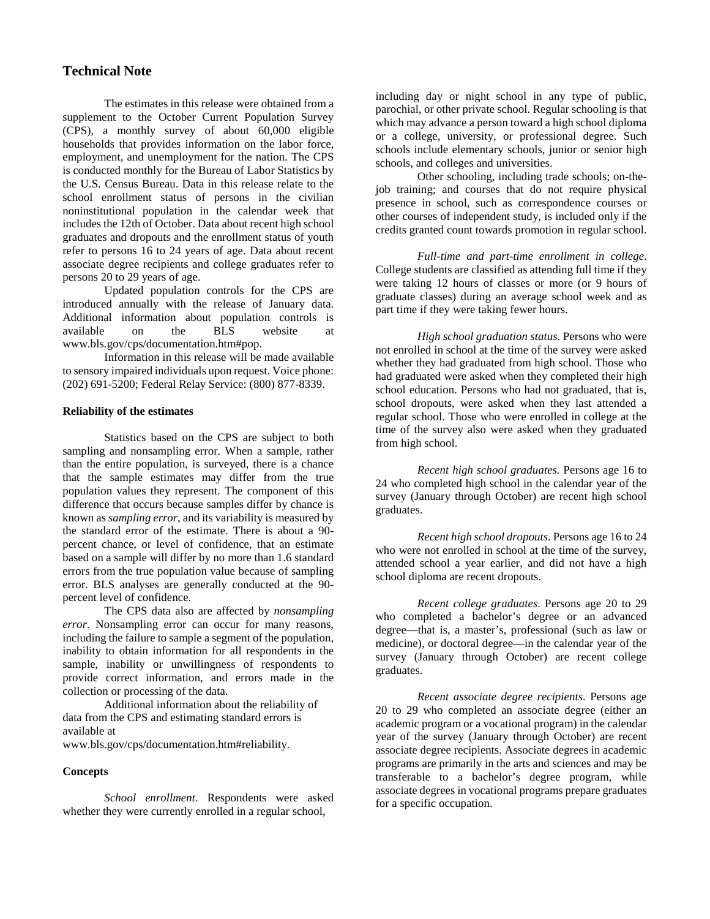## Technical Note

The estimates in this release were obtained from a supplement to the October Current Population Survey (CPS), a monthly survey of about 60,000 eligible households that provides information on the labor force, employment, and unemployment for the nation. The CPS is conducted monthly for the Bureau of Labor Statistics by the U.S. Census Bureau. Data in this release relate to the school enrollment status of persons in the civilian noninstitutional population in the calendar week that includes the 12th of October. Data about recent high school graduates and dropouts and the enrollment status of youth refer to persons 16 to 24 years of age. Data about recent associate degree recipients and college graduates refer to persons 20 to 29 years of age.

Updated population controls for the CPS are introduced annually with the release of January data. Additional information about population controls is available on the BLS website at www.bls.gov/cps/documentation.htm#pop.

Information in this release will be made available to sensory impaired individuals upon request. Voice phone: (202) 691-5200; Federal Relay Service: (800) 877-8339.

### Reliability of the estimates

Statistics based on the CPS are subject to both sampling and nonsampling error. When a sample, rather than the entire population, is surveyed, there is a chance that the sample estimates may differ from the true population values they represent. The component of this difference that occurs because samples differ by chance is known as *sampling error*, and its variability is measured by the standard error of the estimate. There is about a 90-percent chance, or level of confidence, that an estimate based on a sample will differ by no more than 1.6 standard errors from the true population value because of sampling error. BLS analyses are generally conducted at the 90-percent level of confidence.

The CPS data also are affected by *nonsampling error*. Nonsampling error can occur for many reasons, including the failure to sample a segment of the population, inability to obtain information for all respondents in the sample, inability or unwillingness of respondents to provide correct information, and errors made in the collection or processing of the data.

Additional information about the reliability of data from the CPS and estimating standard errors is available at www.bls.gov/cps/documentation.htm#reliability.

### Concepts

*School enrollment*. Respondents were asked whether they were currently enrolled in a regular school, including day or night school in any type of public, parochial, or other private school. Regular schooling is that which may advance a person toward a high school diploma or a college, university, or professional degree. Such schools include elementary schools, junior or senior high schools, and colleges and universities.

Other schooling, including trade schools; on-the-job training; and courses that do not require physical presence in school, such as correspondence courses or other courses of independent study, is included only if the credits granted count towards promotion in regular school.

*Full-time and part-time enrollment in college*. College students are classified as attending full time if they were taking 12 hours of classes or more (or 9 hours of graduate classes) during an average school week and as part time if they were taking fewer hours.

*High school graduation status*. Persons who were not enrolled in school at the time of the survey were asked whether they had graduated from high school. Those who had graduated were asked when they completed their high school education. Persons who had not graduated, that is, school dropouts, were asked when they last attended a regular school. Those who were enrolled in college at the time of the survey also were asked when they graduated from high school.

*Recent high school graduates.* Persons age 16 to 24 who completed high school in the calendar year of the survey (January through October) are recent high school graduates.

*Recent high school dropouts*. Persons age 16 to 24 who were not enrolled in school at the time of the survey, attended school a year earlier, and did not have a high school diploma are recent dropouts.

*Recent college graduates*. Persons age 20 to 29 who completed a bachelor's degree or an advanced degree—that is, a master's, professional (such as law or medicine), or doctoral degree—in the calendar year of the survey (January through October) are recent college graduates.

*Recent associate degree recipients*. Persons age 20 to 29 who completed an associate degree (either an academic program or a vocational program) in the calendar year of the survey (January through October) are recent associate degree recipients. Associate degrees in academic programs are primarily in the arts and sciences and may be transferable to a bachelor's degree program, while associate degrees in vocational programs prepare graduates for a specific occupation.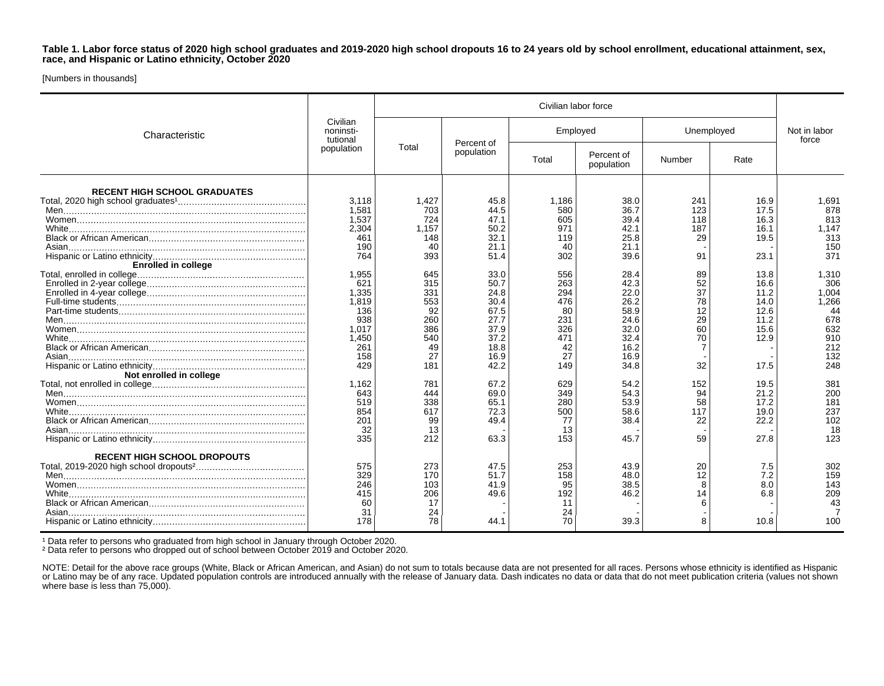**Table 1. Labor force status of 2020 high school graduates and 2019-2020 high school dropouts 16 to 24 years old by school enrollment, educational attainment, sex, race, and Hispanic or Latino ethnicity, October 2020**

[Numbers in thousands]

| Characteristic | Civilian noninsti-tutional population | Civilian labor force | | | | | | Not in labor force |
|---|---|---|---|---|---|---|---|---|
| | | Total | Percent of population | Employed | | Unemployed | | |
| | | | | Total | Percent of population | Number | Rate | |
| **RECENT HIGH SCHOOL GRADUATES** | | | | | | | | |
| Total, 2020 high school graduates[1] | 3,118 | 1,427 | 45.8 | 1,186 | 38.0 | 241 | 16.9 | 1,691 |
| Men | 1,581 | 703 | 44.5 | 580 | 36.7 | 123 | 17.5 | 878 |
| Women | 1,537 | 724 | 47.1 | 605 | 39.4 | 118 | 16.3 | 813 |
| White | 2,304 | 1,157 | 50.2 | 971 | 42.1 | 187 | 16.1 | 1,147 |
| Black or African American | 461 | 148 | 32.1 | 119 | 25.8 | 29 | 19.5 | 313 |
| Asian | 190 | 40 | 21.1 | 40 | 21.1 | - | - | 150 |
| Hispanic or Latino ethnicity | 764 | 393 | 51.4 | 302 | 39.6 | 91 | 23.1 | 371 |
| **Enrolled in college** | | | | | | | | |
| Total, enrolled in college | 1,955 | 645 | 33.0 | 556 | 28.4 | 89 | 13.8 | 1,310 |
| Enrolled in 2-year college | 621 | 315 | 50.7 | 263 | 42.3 | 52 | 16.6 | 306 |
| Enrolled in 4-year college | 1,335 | 331 | 24.8 | 294 | 22.0 | 37 | 11.2 | 1,004 |
| Full-time students | 1,819 | 553 | 30.4 | 476 | 26.2 | 78 | 14.0 | 1,266 |
| Part-time students | 136 | 92 | 67.5 | 80 | 58.9 | 12 | 12.6 | 44 |
| Men | 938 | 260 | 27.7 | 231 | 24.6 | 29 | 11.2 | 678 |
| Women | 1,017 | 386 | 37.9 | 326 | 32.0 | 60 | 15.6 | 632 |
| White | 1,450 | 540 | 37.2 | 471 | 32.4 | 70 | 12.9 | 910 |
| Black or African American | 261 | 49 | 18.8 | 42 | 16.2 | 7 | - | 212 |
| Asian | 158 | 27 | 16.9 | 27 | 16.9 | - | - | 132 |
| Hispanic or Latino ethnicity | 429 | 181 | 42.2 | 149 | 34.8 | 32 | 17.5 | 248 |
| **Not enrolled in college** | | | | | | | | |
| Total, not enrolled in college | 1,162 | 781 | 67.2 | 629 | 54.2 | 152 | 19.5 | 381 |
| Men | 643 | 444 | 69.0 | 349 | 54.3 | 94 | 21.2 | 200 |
| Women | 519 | 338 | 65.1 | 280 | 53.9 | 58 | 17.2 | 181 |
| White | 854 | 617 | 72.3 | 500 | 58.6 | 117 | 19.0 | 237 |
| Black or African American | 201 | 99 | 49.4 | 77 | 38.4 | 22 | 22.2 | 102 |
| Asian | 32 | 13 | - | 13 | - | - | - | 18 |
| Hispanic or Latino ethnicity | 335 | 212 | 63.3 | 153 | 45.7 | 59 | 27.8 | 123 |
| **RECENT HIGH SCHOOL DROPOUTS** | | | | | | | | |
| Total, 2019-2020 high school dropouts[2] | 575 | 273 | 47.5 | 253 | 43.9 | 20 | 7.5 | 302 |
| Men | 329 | 170 | 51.7 | 158 | 48.0 | 12 | 7.2 | 159 |
| Women | 246 | 103 | 41.9 | 95 | 38.5 | 8 | 8.0 | 143 |
| White | 415 | 206 | 49.6 | 192 | 46.2 | 14 | 6.8 | 209 |
| Black or African American | 60 | 17 | - | 11 | - | 6 | - | 43 |
| Asian | 31 | 24 | - | 24 | - | - | - | 7 |
| Hispanic or Latino ethnicity | 178 | 78 | 44.1 | 70 | 39.3 | 8 | 10.8 | 100 |

[1] Data refer to persons who graduated from high school in January through October 2020.
[2] Data refer to persons who dropped out of school between October 2019 and October 2020.

NOTE: Detail for the above race groups (White, Black or African American, and Asian) do not sum to totals because data are not presented for all races. Persons whose ethnicity is identified as Hispanic or Latino may be of any race. Updated population controls are introduced annually with the release of January data. Dash indicates no data or data that do not meet publication criteria (values not shown where base is less than 75,000).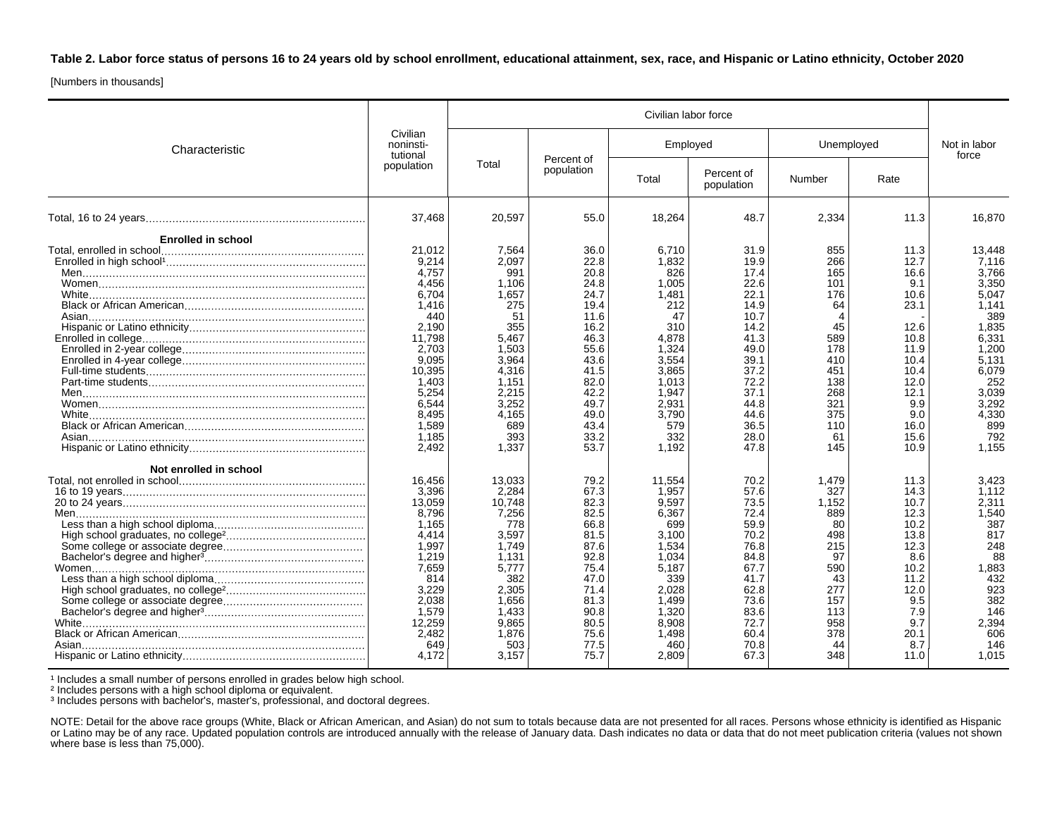**Table 2. Labor force status of persons 16 to 24 years old by school enrollment, educational attainment, sex, race, and Hispanic or Latino ethnicity, October 2020**

[Numbers in thousands]

| Characteristic | Civilian noninstitutional population | Civilian labor force | | | | | | Not in labor force |
|---|---|---|---|---|---|---|---|---|
| | | Total | Percent of population | Employed | | Unemployed | | |
| | | | | Total | Percent of population | Number | Rate | |
| Total, 16 to 24 years | 37,468 | 20,597 | 55.0 | 18,264 | 48.7 | 2,334 | 11.3 | 16,870 |
| **Enrolled in school** | | | | | | | | |
| Total, enrolled in school | 21,012 | 7,564 | 36.0 | 6,710 | 31.9 | 855 | 11.3 | 13,448 |
| Enrolled in high school[1] | 9,214 | 2,097 | 22.8 | 1,832 | 19.9 | 266 | 12.7 | 7,116 |
| Men | 4,757 | 991 | 20.8 | 826 | 17.4 | 165 | 16.6 | 3,766 |
| Women | 4,456 | 1,106 | 24.8 | 1,005 | 22.6 | 101 | 9.1 | 3,350 |
| White | 6,704 | 1,657 | 24.7 | 1,481 | 22.1 | 176 | 10.6 | 5,047 |
| Black or African American | 1,416 | 275 | 19.4 | 212 | 14.9 | 64 | 23.1 | 1,141 |
| Asian | 440 | 51 | 11.6 | 47 | 10.7 | 4 | - | 389 |
| Hispanic or Latino ethnicity | 2,190 | 355 | 16.2 | 310 | 14.2 | 45 | 12.6 | 1,835 |
| Enrolled in college | 11,798 | 5,467 | 46.3 | 4,878 | 41.3 | 589 | 10.8 | 6,331 |
| Enrolled in 2-year college | 2,703 | 1,503 | 55.6 | 1,324 | 49.0 | 178 | 11.9 | 1,200 |
| Enrolled in 4-year college | 9,095 | 3,964 | 43.6 | 3,554 | 39.1 | 410 | 10.4 | 5,131 |
| Full-time students | 10,395 | 4,316 | 41.5 | 3,865 | 37.2 | 451 | 10.4 | 6,079 |
| Part-time students | 1,403 | 1,151 | 82.0 | 1,013 | 72.2 | 138 | 12.0 | 252 |
| Men | 5,254 | 2,215 | 42.2 | 1,947 | 37.1 | 268 | 12.1 | 3,039 |
| Women | 6,544 | 3,252 | 49.7 | 2,931 | 44.8 | 321 | 9.9 | 3,292 |
| White | 8,495 | 4,165 | 49.0 | 3,790 | 44.6 | 375 | 9.0 | 4,330 |
| Black or African American | 1,589 | 689 | 43.4 | 579 | 36.5 | 110 | 16.0 | 899 |
| Asian | 1,185 | 393 | 33.2 | 332 | 28.0 | 61 | 15.6 | 792 |
| Hispanic or Latino ethnicity | 2,492 | 1,337 | 53.7 | 1,192 | 47.8 | 145 | 10.9 | 1,155 |
| **Not enrolled in school** | | | | | | | | |
| Total, not enrolled in school | 16,456 | 13,033 | 79.2 | 11,554 | 70.2 | 1,479 | 11.3 | 3,423 |
| 16 to 19 years | 3,396 | 2,284 | 67.3 | 1,957 | 57.6 | 327 | 14.3 | 1,112 |
| 20 to 24 years | 13,059 | 10,748 | 82.3 | 9,597 | 73.5 | 1,152 | 10.7 | 2,311 |
| Men | 8,796 | 7,256 | 82.5 | 6,367 | 72.4 | 889 | 12.3 | 1,540 |
| Less than a high school diploma | 1,165 | 778 | 66.8 | 699 | 59.9 | 80 | 10.2 | 387 |
| High school graduates, no college[2] | 4,414 | 3,597 | 81.5 | 3,100 | 70.2 | 498 | 13.8 | 817 |
| Some college or associate degree | 1,997 | 1,749 | 87.6 | 1,534 | 76.8 | 215 | 12.3 | 248 |
| Bachelor's degree and higher[3] | 1,219 | 1,131 | 92.8 | 1,034 | 84.8 | 97 | 8.6 | 88 |
| Women | 7,659 | 5,777 | 75.4 | 5,187 | 67.7 | 590 | 10.2 | 1,883 |
| Less than a high school diploma | 814 | 382 | 47.0 | 339 | 41.7 | 43 | 11.2 | 432 |
| High school graduates, no college[2] | 3,229 | 2,305 | 71.4 | 2,028 | 62.8 | 277 | 12.0 | 923 |
| Some college or associate degree | 2,038 | 1,656 | 81.3 | 1,499 | 73.6 | 157 | 9.5 | 382 |
| Bachelor's degree and higher[3] | 1,579 | 1,433 | 90.8 | 1,320 | 83.6 | 113 | 7.9 | 146 |
| White | 12,259 | 9,865 | 80.5 | 8,908 | 72.7 | 958 | 9.7 | 2,394 |
| Black or African American | 2,482 | 1,876 | 75.6 | 1,498 | 60.4 | 378 | 20.1 | 606 |
| Asian | 649 | 503 | 77.5 | 460 | 70.8 | 44 | 8.7 | 146 |
| Hispanic or Latino ethnicity | 4,172 | 3,157 | 75.7 | 2,809 | 67.3 | 348 | 11.0 | 1,015 |

[1] Includes a small number of persons enrolled in grades below high school.
[2] Includes persons with a high school diploma or equivalent.
[3] Includes persons with bachelor's, master's, professional, and doctoral degrees.

NOTE: Detail for the above race groups (White, Black or African American, and Asian) do not sum to totals because data are not presented for all races. Persons whose ethnicity is identified as Hispanic or Latino may be of any race. Updated population controls are introduced annually with the release of January data. Dash indicates no data or data that do not meet publication criteria (values not shown where base is less than 75,000).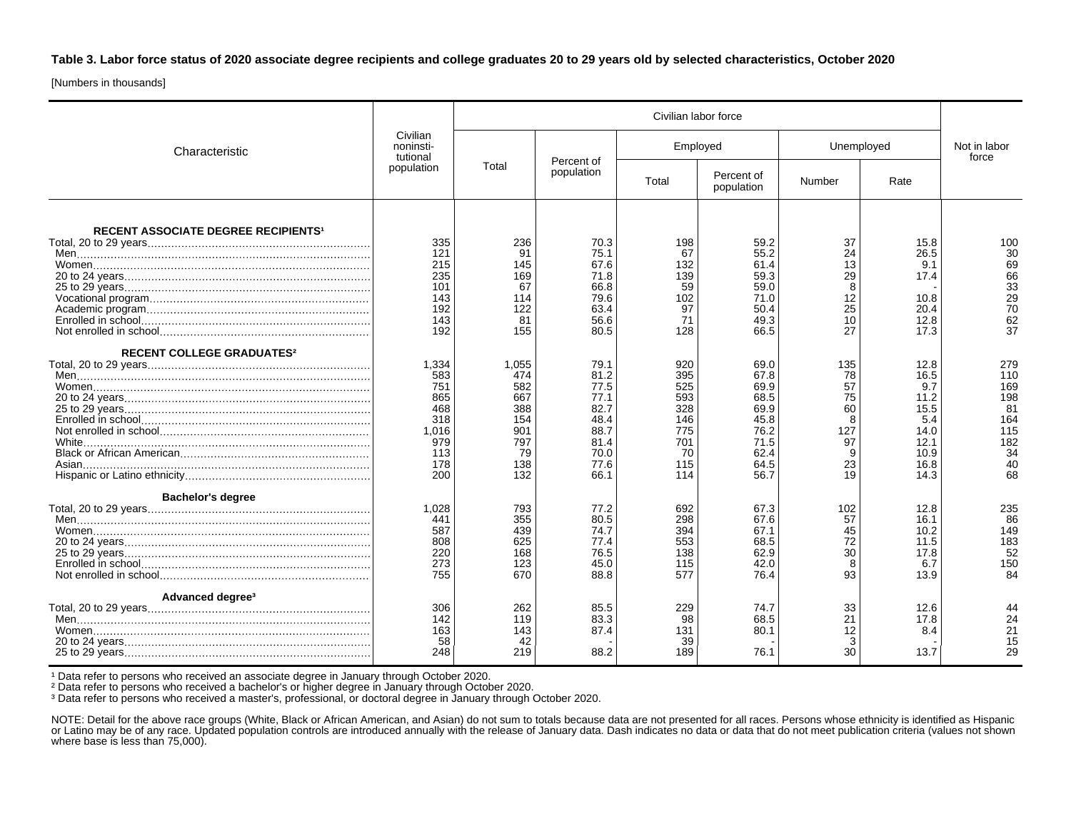**Table 3. Labor force status of 2020 associate degree recipients and college graduates 20 to 29 years old by selected characteristics, October 2020**

[Numbers in thousands]

| Characteristic | Civilian noninstitutional population | Civilian labor force | | | | | | Not in labor force |
|---|---|---|---|---|---|---|---|---|
| | | Total | Percent of population | Employed | | Unemployed | | |
| | | | | Total | Percent of population | Number | Rate | |
| **RECENT ASSOCIATE DEGREE RECIPIENTS[1]** | | | | | | | | |
| Total, 20 to 29 years | 335 | 236 | 70.3 | 198 | 59.2 | 37 | 15.8 | 100 |
| Men | 121 | 91 | 75.1 | 67 | 55.2 | 24 | 26.5 | 30 |
| Women | 215 | 145 | 67.6 | 132 | 61.4 | 13 | 9.1 | 69 |
| 20 to 24 years | 235 | 169 | 71.8 | 139 | 59.3 | 29 | 17.4 | 66 |
| 25 to 29 years | 101 | 67 | 66.8 | 59 | 59.0 | 8 | - | 33 |
| Vocational program | 143 | 114 | 79.6 | 102 | 71.0 | 12 | 10.8 | 29 |
| Academic program | 192 | 122 | 63.4 | 97 | 50.4 | 25 | 20.4 | 70 |
| Enrolled in school | 143 | 81 | 56.6 | 71 | 49.3 | 10 | 12.8 | 62 |
| Not enrolled in school | 192 | 155 | 80.5 | 128 | 66.5 | 27 | 17.3 | 37 |
| **RECENT COLLEGE GRADUATES[2]** | | | | | | | | |
| Total, 20 to 29 years | 1,334 | 1,055 | 79.1 | 920 | 69.0 | 135 | 12.8 | 279 |
| Men | 583 | 474 | 81.2 | 395 | 67.8 | 78 | 16.5 | 110 |
| Women | 751 | 582 | 77.5 | 525 | 69.9 | 57 | 9.7 | 169 |
| 20 to 24 years | 865 | 667 | 77.1 | 593 | 68.5 | 75 | 11.2 | 198 |
| 25 to 29 years | 468 | 388 | 82.7 | 328 | 69.9 | 60 | 15.5 | 81 |
| Enrolled in school | 318 | 154 | 48.4 | 146 | 45.8 | 8 | 5.4 | 164 |
| Not enrolled in school | 1,016 | 901 | 88.7 | 775 | 76.2 | 127 | 14.0 | 115 |
| White | 979 | 797 | 81.4 | 701 | 71.5 | 97 | 12.1 | 182 |
| Black or African American | 113 | 79 | 70.0 | 70 | 62.4 | 9 | 10.9 | 34 |
| Asian | 178 | 138 | 77.6 | 115 | 64.5 | 23 | 16.8 | 40 |
| Hispanic or Latino ethnicity | 200 | 132 | 66.1 | 114 | 56.7 | 19 | 14.3 | 68 |
| **Bachelor's degree** | | | | | | | | |
| Total, 20 to 29 years | 1,028 | 793 | 77.2 | 692 | 67.3 | 102 | 12.8 | 235 |
| Men | 441 | 355 | 80.5 | 298 | 67.6 | 57 | 16.1 | 86 |
| Women | 587 | 439 | 74.7 | 394 | 67.1 | 45 | 10.2 | 149 |
| 20 to 24 years | 808 | 625 | 77.4 | 553 | 68.5 | 72 | 11.5 | 183 |
| 25 to 29 years | 220 | 168 | 76.5 | 138 | 62.9 | 30 | 17.8 | 52 |
| Enrolled in school | 273 | 123 | 45.0 | 115 | 42.0 | 8 | 6.7 | 150 |
| Not enrolled in school | 755 | 670 | 88.8 | 577 | 76.4 | 93 | 13.9 | 84 |
| **Advanced degree[3]** | | | | | | | | |
| Total, 20 to 29 years | 306 | 262 | 85.5 | 229 | 74.7 | 33 | 12.6 | 44 |
| Men | 142 | 119 | 83.3 | 98 | 68.5 | 21 | 17.8 | 24 |
| Women | 163 | 143 | 87.4 | 131 | 80.1 | 12 | 8.4 | 21 |
| 20 to 24 years | 58 | 42 | - | 39 | - | 3 | - | 15 |
| 25 to 29 years | 248 | 219 | 88.2 | 189 | 76.1 | 30 | 13.7 | 29 |

[1] Data refer to persons who received an associate degree in January through October 2020.
[2] Data refer to persons who received a bachelor's or higher degree in January through October 2020.
[3] Data refer to persons who received a master's, professional, or doctoral degree in January through October 2020.

NOTE: Detail for the above race groups (White, Black or African American, and Asian) do not sum to totals because data are not presented for all races. Persons whose ethnicity is identified as Hispanic or Latino may be of any race. Updated population controls are introduced annually with the release of January data. Dash indicates no data or data that do not meet publication criteria (values not shown where base is less than 75,000).